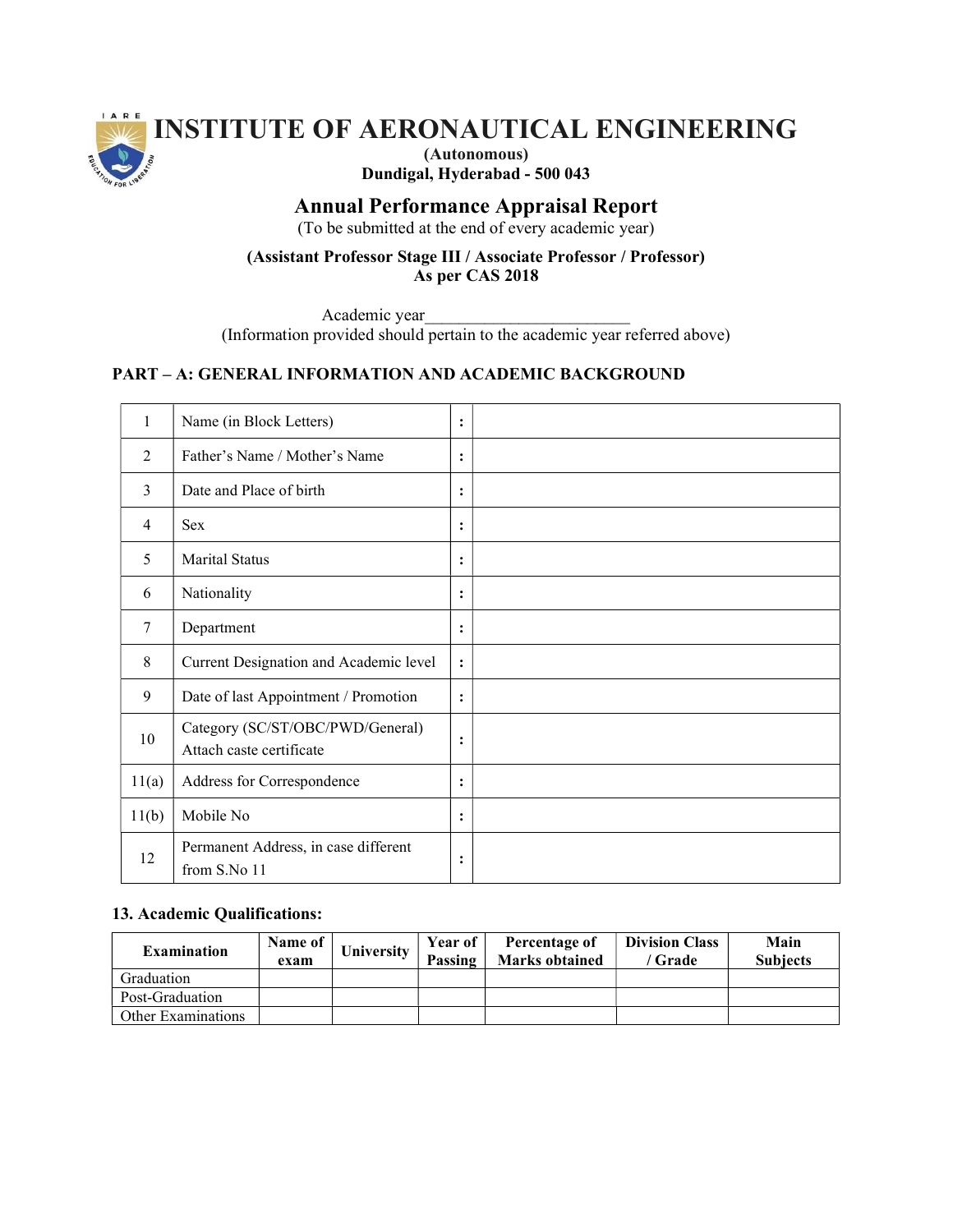# INSTITUTE OF AERONAUTICAL ENGINEERING

**(Autonomous)**
**Dundigal, Hyderabad - 500 043**

## Annual Performance Appraisal Report

(To be submitted at the end of every academic year)

**(Assistant Professor Stage III / Associate Professor / Professor)**
**As per CAS 2018**

Academic year________________________
(Information provided should pertain to the academic year referred above)

### PART – A: GENERAL INFORMATION AND ACADEMIC BACKGROUND

| | | | |
|---|---|---|---|
| 1 | Name (in Block Letters) | : | |
| 2 | Father's Name / Mother's Name | : | |
| 3 | Date and Place of birth | : | |
| 4 | Sex | : | |
| 5 | Marital Status | : | |
| 6 | Nationality | : | |
| 7 | Department | : | |
| 8 | Current Designation and Academic level | : | |
| 9 | Date of last Appointment / Promotion | : | |
| 10 | Category (SC/ST/OBC/PWD/General) Attach caste certificate | : | |
| 11(a) | Address for Correspondence | : | |
| 11(b) | Mobile No | : | |
| 12 | Permanent Address, in case different from S.No 11 | : | |

**13. Academic Qualifications:**

| Examination | Name of exam | University | Year of Passing | Percentage of Marks obtained | Division Class / Grade | Main Subjects |
|---|---|---|---|---|---|---|
| Graduation | | | | | | |
| Post-Graduation | | | | | | |
| Other Examinations | | | | | | |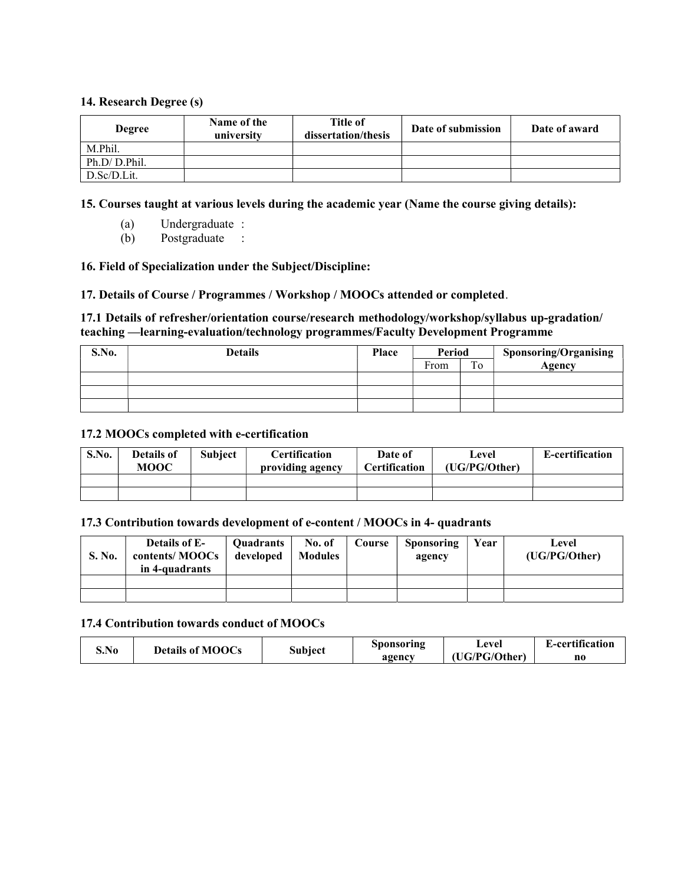**14. Research Degree (s)**

| Degree | Name of the university | Title of dissertation/thesis | Date of submission | Date of award |
|---|---|---|---|---|
| M.Phil. | | | | |
| Ph.D/ D.Phil. | | | | |
| D.Sc/D.Lit. | | | | |

**15. Courses taught at various levels during the academic year (Name the course giving details):**

(a) Undergraduate :

(b) Postgraduate :

**16. Field of Specialization under the Subject/Discipline:**

**17. Details of Course / Programmes / Workshop / MOOCs attended or completed**.

**17.1 Details of refresher/orientation course/research methodology/workshop/syllabus up-gradation/ teaching —learning-evaluation/technology programmes/Faculty Development Programme**

| S.No. | Details | Place | Period | | Sponsoring/Organising Agency |
|---|---|---|---|---|---|
| | | | From | To | |
| | | | | | |
| | | | | | |
| | | | | | |

**17.2 MOOCs completed with e-certification**

| S.No. | Details of MOOC | Subject | Certification providing agency | Date of Certification | Level (UG/PG/Other) | E-certification |
|---|---|---|---|---|---|---|
| | | | | | | |
| | | | | | | |

**17.3 Contribution towards development of e-content / MOOCs in 4- quadrants**

| S. No. | Details of E-contents/ MOOCs in 4-quadrants | Quadrants developed | No. of Modules | Course | Sponsoring agency | Year | Level (UG/PG/Other) |
|---|---|---|---|---|---|---|---|
| | | | | | | | |
| | | | | | | | |

**17.4 Contribution towards conduct of MOOCs**

| S.No | Details of MOOCs | Subject | Sponsoring agency | Level (UG/PG/Other) | E-certification no |
|---|---|---|---|---|---|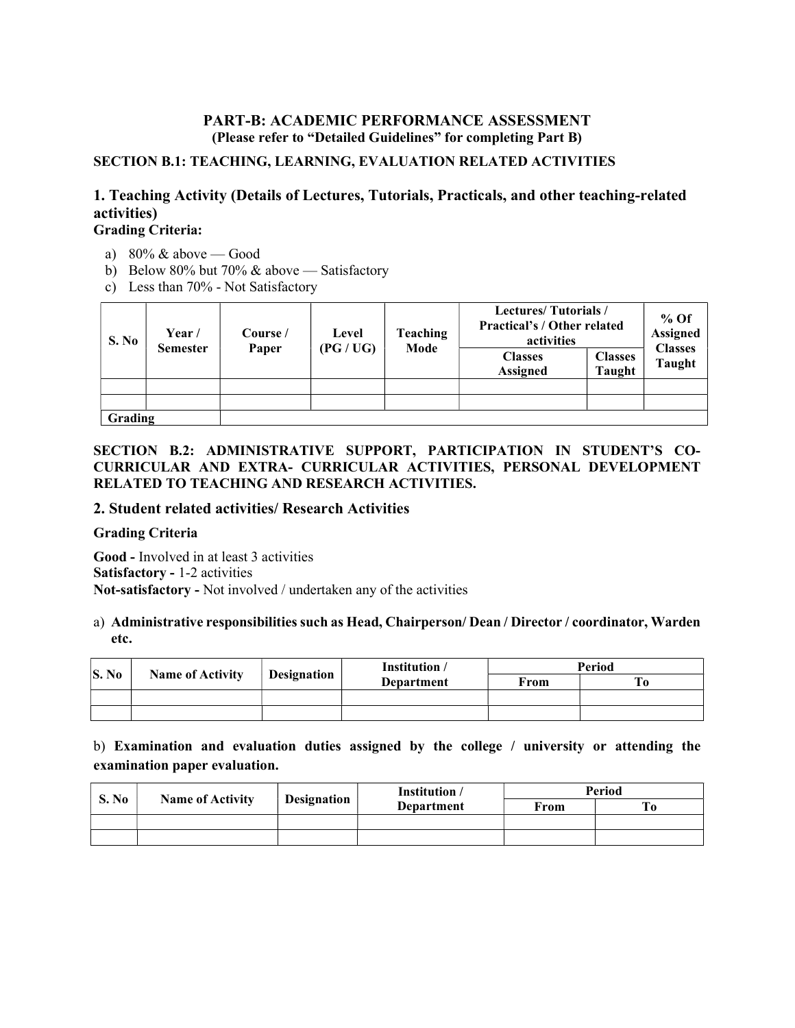## PART-B: ACADEMIC PERFORMANCE ASSESSMENT

**(Please refer to "Detailed Guidelines" for completing Part B)**

**SECTION B.1: TEACHING, LEARNING, EVALUATION RELATED ACTIVITIES**

### 1. Teaching Activity (Details of Lectures, Tutorials, Practicals, and other teaching-related activities)

**Grading Criteria:**

a) 80% & above — Good
b) Below 80% but 70% & above — Satisfactory
c) Less than 70% - Not Satisfactory

| S. No | Year / Semester | Course / Paper | Level (PG / UG) | Teaching Mode | Lectures/ Tutorials / Practical's / Other related activities | | % Of Assigned Classes Taught |
|---|---|---|---|---|---|---|---|
| | | | | | Classes Assigned | Classes Taught | |
| | | | | | | | |
| | | | | | | | |
| Grading | | | | | | | |

**SECTION B.2: ADMINISTRATIVE SUPPORT, PARTICIPATION IN STUDENT'S CO-CURRICULAR AND EXTRA- CURRICULAR ACTIVITIES, PERSONAL DEVELOPMENT RELATED TO TEACHING AND RESEARCH ACTIVITIES.**

### 2. Student related activities/ Research Activities

**Grading Criteria**

**Good -** Involved in at least 3 activities
**Satisfactory -** 1-2 activities
**Not-satisfactory -** Not involved / undertaken any of the activities

a) **Administrative responsibilities such as Head, Chairperson/ Dean / Director / coordinator, Warden etc.**

| S. No | Name of Activity | Designation | Institution / Department | Period | |
|---|---|---|---|---|---|
| | | | | From | To |
| | | | | | |
| | | | | | |

b) **Examination and evaluation duties assigned by the college / university or attending the examination paper evaluation.**

| S. No | Name of Activity | Designation | Institution / Department | Period | |
|---|---|---|---|---|---|
| | | | | From | To |
| | | | | | |
| | | | | | |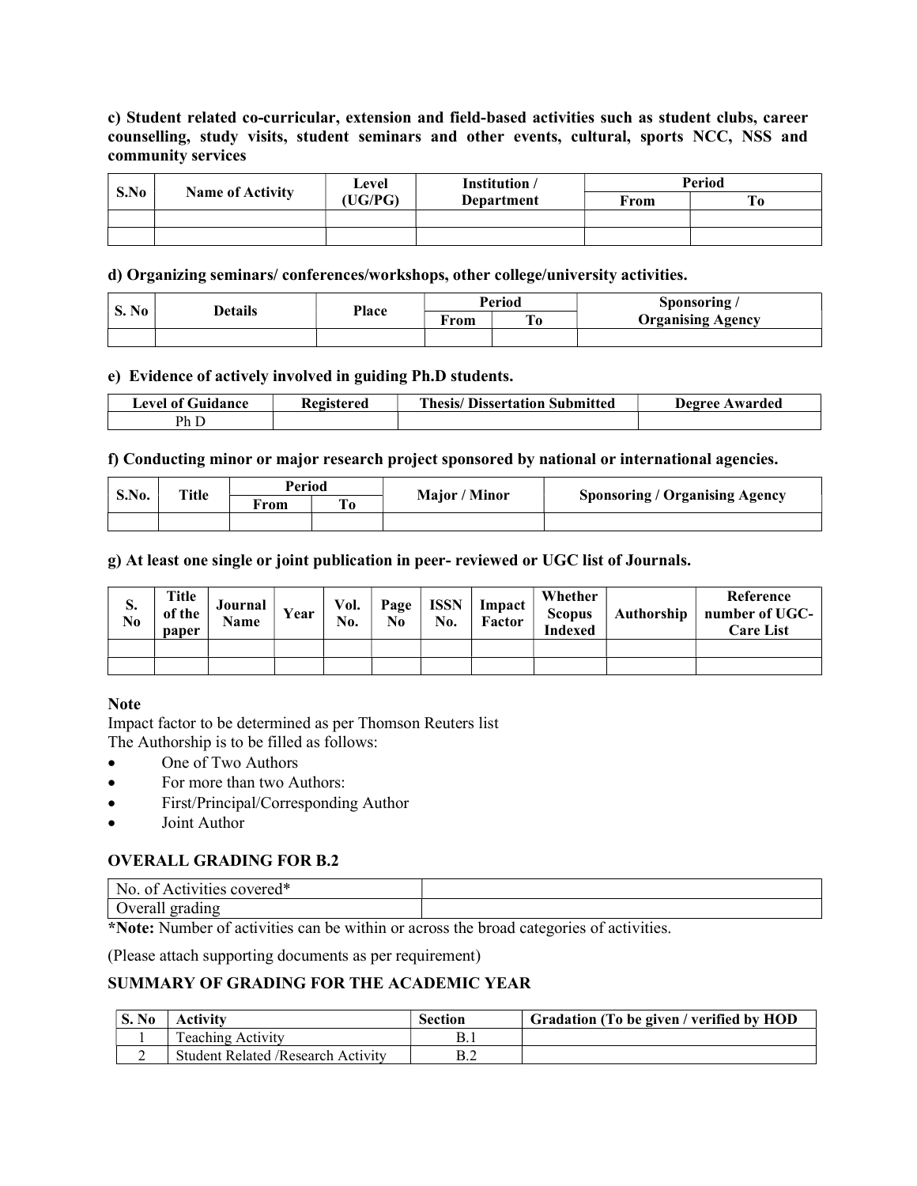**c) Student related co-curricular, extension and field-based activities such as student clubs, career counselling, study visits, student seminars and other events, cultural, sports NCC, NSS and community services**

| S.No | Name of Activity | Level (UG/PG) | Institution / Department | Period | |
|---|---|---|---|---|---|
| | | | | From | To |
| | | | | | |
| | | | | | |

**d) Organizing seminars/ conferences/workshops, other college/university activities.**

| S. No | Details | Place | Period | | Sponsoring / Organising Agency |
|---|---|---|---|---|---|
| | | | From | To | |
| | | | | | |

**e) Evidence of actively involved in guiding Ph.D students.**

| Level of Guidance | Registered | Thesis/ Dissertation Submitted | Degree Awarded |
|---|---|---|---|
| Ph D | | | |

**f) Conducting minor or major research project sponsored by national or international agencies.**

| S.No. | Title | Period | | Major / Minor | Sponsoring / Organising Agency |
|---|---|---|---|---|---|
| | | From | To | | |
| | | | | | |

**g) At least one single or joint publication in peer- reviewed or UGC list of Journals.**

| S. No | Title of the paper | Journal Name | Year | Vol. No. | Page No | ISSN No. | Impact Factor | Whether Scopus Indexed | Authorship | Reference number of UGC-Care List |
|---|---|---|---|---|---|---|---|---|---|---|
| | | | | | | | | | | |
| | | | | | | | | | | |

**Note**

Impact factor to be determined as per Thomson Reuters list

The Authorship is to be filled as follows:

- One of Two Authors
- For more than two Authors:
- First/Principal/Corresponding Author
- Joint Author

**OVERALL GRADING FOR B.2**

| No. of Activities covered* | |
|---|---|
| Overall grading | |

***Note:** Number of activities can be within or across the broad categories of activities.

(Please attach supporting documents as per requirement)

**SUMMARY OF GRADING FOR THE ACADEMIC YEAR**

| S. No | Activity | Section | Gradation (To be given / verified by HOD |
|---|---|---|---|
| 1 | Teaching Activity | B.1 | |
| 2 | Student Related /Research Activity | B.2 | |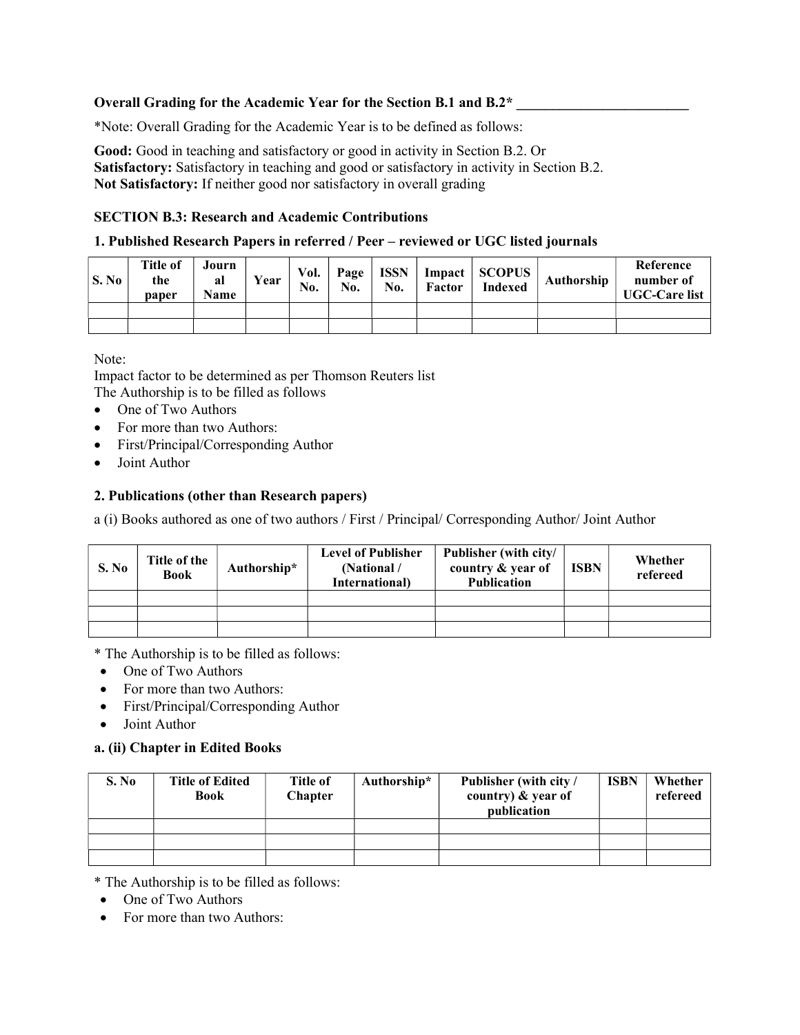**Overall Grading for the Academic Year for the Section B.1 and B.2*** ________________________

*Note: Overall Grading for the Academic Year is to be defined as follows:

**Good:** Good in teaching and satisfactory or good in activity in Section B.2. Or
**Satisfactory:** Satisfactory in teaching and good or satisfactory in activity in Section B.2.
**Not Satisfactory:** If neither good nor satisfactory in overall grading

**SECTION B.3: Research and Academic Contributions**

**1. Published Research Papers in referred / Peer – reviewed or UGC listed journals**

| S. No | Title of the paper | Journal Name | Year | Vol. No. | Page No. | ISSN No. | Impact Factor | SCOPUS Indexed | Authorship | Reference number of UGC-Care list |
|---|---|---|---|---|---|---|---|---|---|---|
| | | | | | | | | | | |
| | | | | | | | | | | |

Note:
Impact factor to be determined as per Thomson Reuters list
The Authorship is to be filled as follows

- One of Two Authors
- For more than two Authors:
- First/Principal/Corresponding Author
- Joint Author

**2. Publications (other than Research papers)**

a (i) Books authored as one of two authors / First / Principal/ Corresponding Author/ Joint Author

| S. No | Title of the Book | Authorship* | Level of Publisher (National / International) | Publisher (with city/ country & year of Publication | ISBN | Whether refereed |
|---|---|---|---|---|---|---|
| | | | | | | |
| | | | | | | |
| | | | | | | |

* The Authorship is to be filled as follows:

- One of Two Authors
- For more than two Authors:
- First/Principal/Corresponding Author
- Joint Author

**a. (ii) Chapter in Edited Books**

| S. No | Title of Edited Book | Title of Chapter | Authorship* | Publisher (with city / country) & year of publication | ISBN | Whether refereed |
|---|---|---|---|---|---|---|
| | | | | | | |
| | | | | | | |
| | | | | | | |

* The Authorship is to be filled as follows:

- One of Two Authors
- For more than two Authors: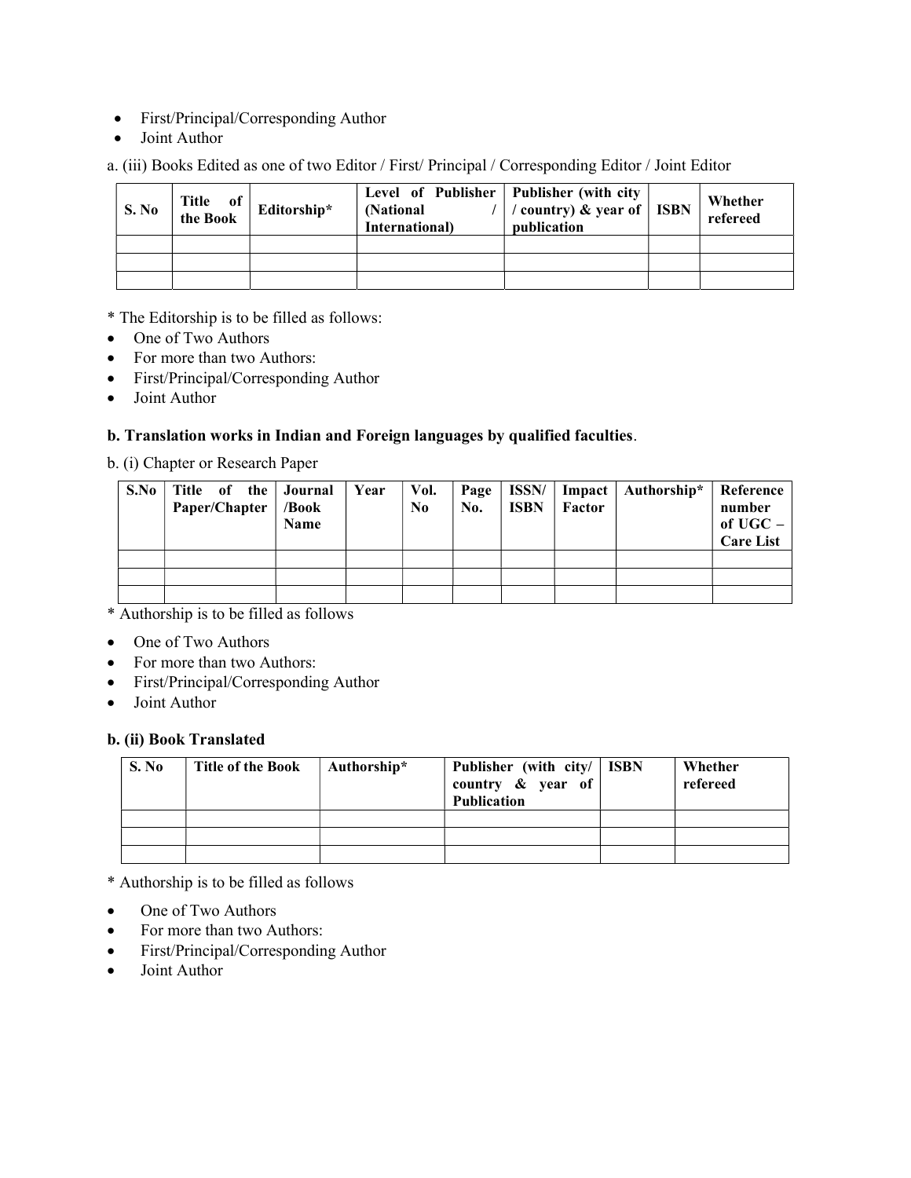- First/Principal/Corresponding Author
- Joint Author

a. (iii) Books Edited as one of two Editor / First/ Principal / Corresponding Editor / Joint Editor

| S. No | Title of the Book | Editorship* | Level of Publisher (National / International) | Publisher (with city / country) & year of publication | ISBN | Whether refereed |
|---|---|---|---|---|---|---|
| | | | | | | |
| | | | | | | |
| | | | | | | |

* The Editorship is to be filled as follows:
- One of Two Authors
- For more than two Authors:
- First/Principal/Corresponding Author
- Joint Author

**b. Translation works in Indian and Foreign languages by qualified faculties**.

b. (i) Chapter or Research Paper

| S.No | Title of the Paper/Chapter | Journal /Book Name | Year | Vol. No | Page No. | ISSN/ ISBN | Impact Factor | Authorship* | Reference number of UGC – Care List |
|---|---|---|---|---|---|---|---|---|---|
| | | | | | | | | | |
| | | | | | | | | | |
| | | | | | | | | | |

* Authorship is to be filled as follows
- One of Two Authors
- For more than two Authors:
- First/Principal/Corresponding Author
- Joint Author

**b. (ii) Book Translated**

| S. No | Title of the Book | Authorship* | Publisher (with city/ country & year of Publication | ISBN | Whether refereed |
|---|---|---|---|---|---|
| | | | | | |
| | | | | | |
| | | | | | |

* Authorship is to be filled as follows
- One of Two Authors
- For more than two Authors:
- First/Principal/Corresponding Author
- Joint Author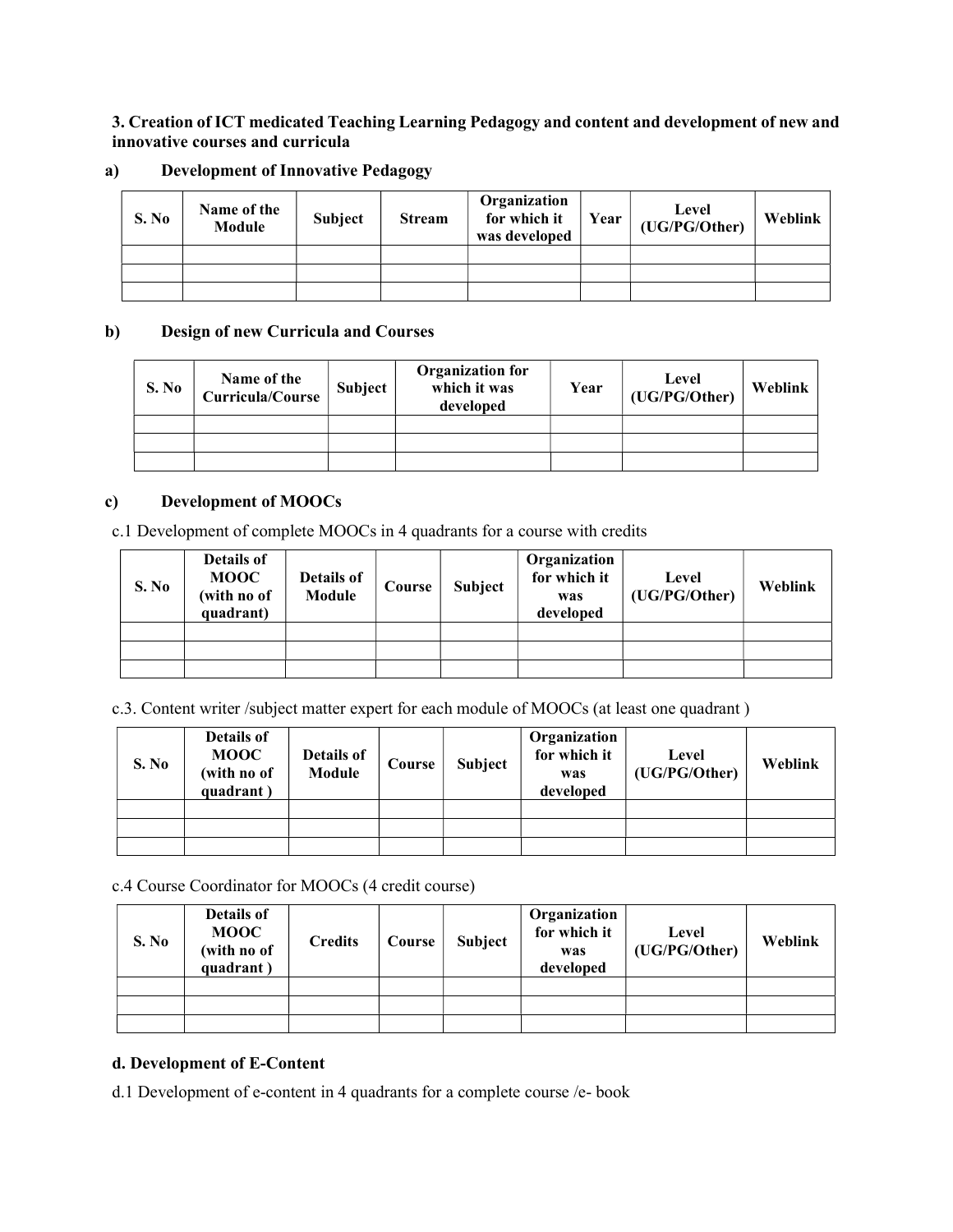**3. Creation of ICT medicated Teaching Learning Pedagogy and content and development of new and innovative courses and curricula**

**a) Development of Innovative Pedagogy**

| S. No | Name of the Module | Subject | Stream | Organization for which it was developed | Year | Level (UG/PG/Other) | Weblink |
|---|---|---|---|---|---|---|---|
| | | | | | | | |
| | | | | | | | |
| | | | | | | | |

**b) Design of new Curricula and Courses**

| S. No | Name of the Curricula/Course | Subject | Organization for which it was developed | Year | Level (UG/PG/Other) | Weblink |
|---|---|---|---|---|---|---|
| | | | | | | |
| | | | | | | |
| | | | | | | |

**c) Development of MOOCs**

c.1 Development of complete MOOCs in 4 quadrants for a course with credits

| S. No | Details of MOOC (with no of quadrant) | Details of Module | Course | Subject | Organization for which it was developed | Level (UG/PG/Other) | Weblink |
|---|---|---|---|---|---|---|---|
| | | | | | | | |
| | | | | | | | |
| | | | | | | | |

c.3. Content writer /subject matter expert for each module of MOOCs (at least one quadrant )

| S. No | Details of MOOC (with no of quadrant ) | Details of Module | Course | Subject | Organization for which it was developed | Level (UG/PG/Other) | Weblink |
|---|---|---|---|---|---|---|---|
| | | | | | | | |
| | | | | | | | |
| | | | | | | | |

c.4 Course Coordinator for MOOCs (4 credit course)

| S. No | Details of MOOC (with no of quadrant ) | Credits | Course | Subject | Organization for which it was developed | Level (UG/PG/Other) | Weblink |
|---|---|---|---|---|---|---|---|
| | | | | | | | |
| | | | | | | | |
| | | | | | | | |

**d. Development of E-Content**

d.1 Development of e-content in 4 quadrants for a complete course /e- book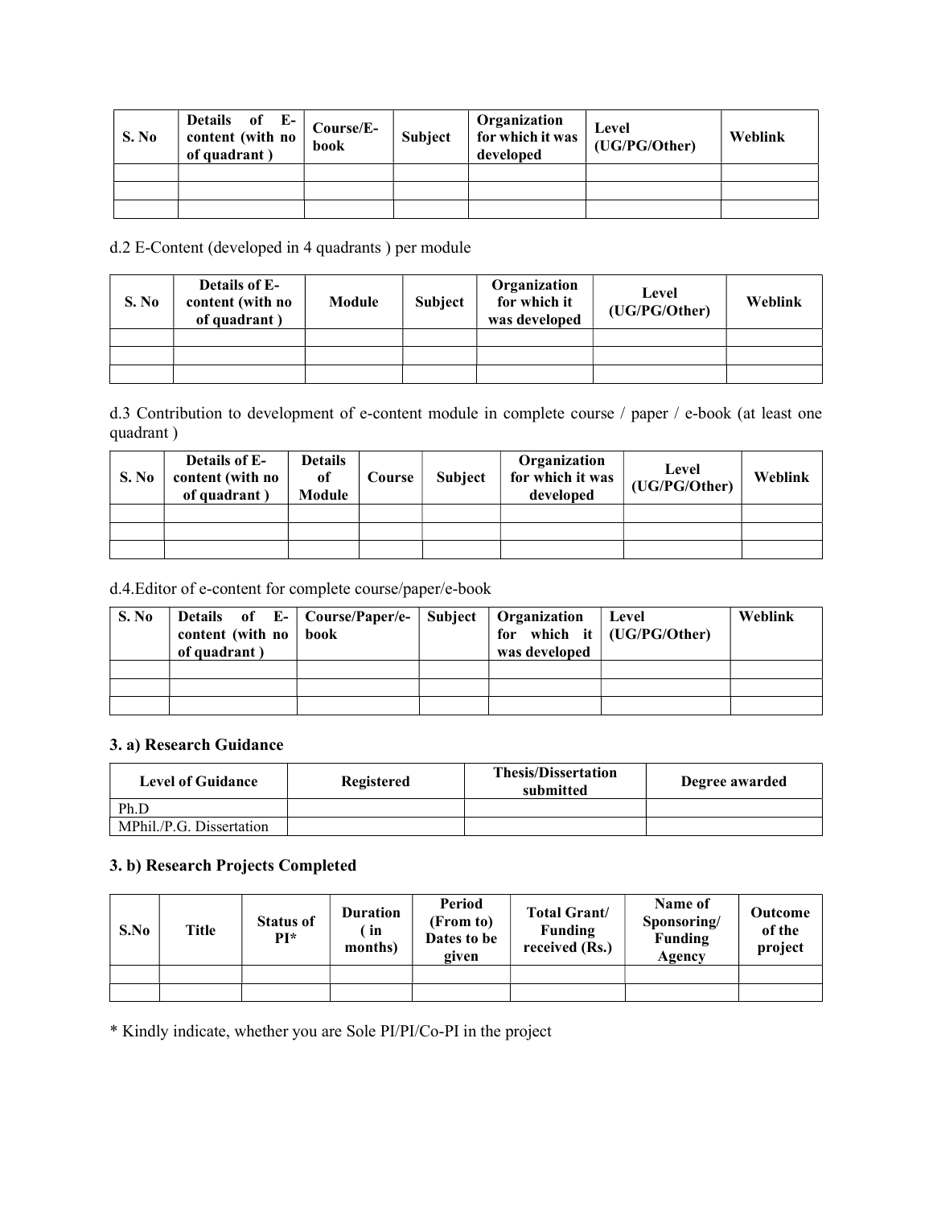| S. No | Details of E-content (with no of quadrant ) | Course/E-book | Subject | Organization for which it was developed | Level (UG/PG/Other) | Weblink |
|---|---|---|---|---|---|---|
| | | | | | | |
| | | | | | | |
| | | | | | | |

d.2 E-Content (developed in 4 quadrants ) per module

| S. No | Details of E-content (with no of quadrant ) | Module | Subject | Organization for which it was developed | Level (UG/PG/Other) | Weblink |
|---|---|---|---|---|---|---|
| | | | | | | |
| | | | | | | |
| | | | | | | |

d.3 Contribution to development of e-content module in complete course / paper / e-book (at least one quadrant )

| S. No | Details of E-content (with no of quadrant ) | Details of Module | Course | Subject | Organization for which it was developed | Level (UG/PG/Other) | Weblink |
|---|---|---|---|---|---|---|---|
| | | | | | | | |
| | | | | | | | |
| | | | | | | | |

d.4.Editor of e-content for complete course/paper/e-book

| S. No | Details of E-content (with no of quadrant ) | Course/Paper/e-book | Subject | Organization for which it was developed | Level (UG/PG/Other) | Weblink |
|---|---|---|---|---|---|---|
| | | | | | | |
| | | | | | | |
| | | | | | | |

### 3. a) Research Guidance

| Level of Guidance | Registered | Thesis/Dissertation submitted | Degree awarded |
|---|---|---|---|
| Ph.D | | | |
| MPhil./P.G. Dissertation | | | |

### 3. b) Research Projects Completed

| S.No | Title | Status of PI* | Duration ( in months) | Period (From to) Dates to be given | Total Grant/ Funding received (Rs.) | Name of Sponsoring/ Funding Agency | Outcome of the project |
|---|---|---|---|---|---|---|---|
| | | | | | | | |
| | | | | | | | |

* Kindly indicate, whether you are Sole PI/PI/Co-PI in the project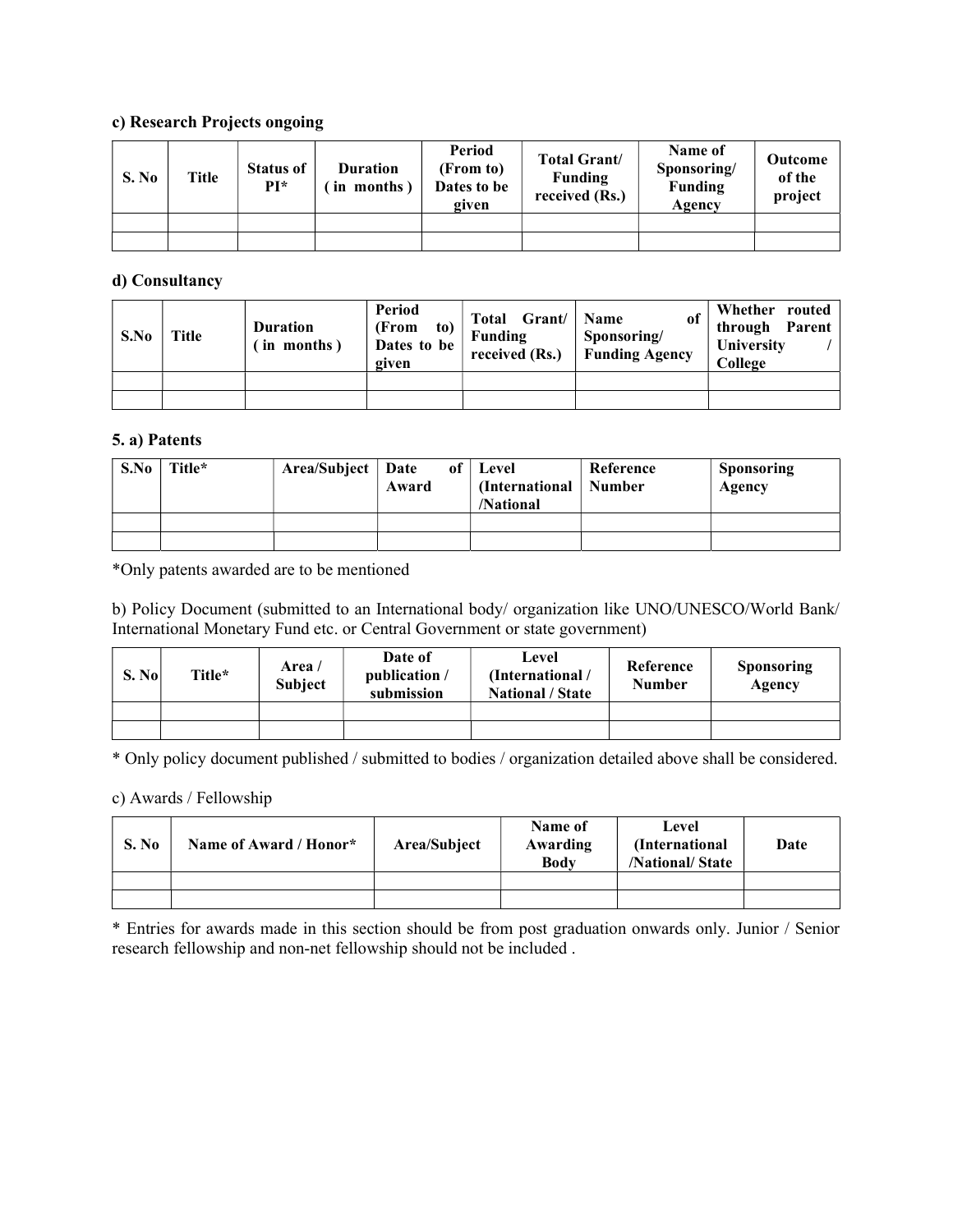**c) Research Projects ongoing**

| S. No | Title | Status of PI* | Duration ( in months ) | Period (From to) Dates to be given | Total Grant/ Funding received (Rs.) | Name of Sponsoring/ Funding Agency | Outcome of the project |
|---|---|---|---|---|---|---|---|
| | | | | | | | |
| | | | | | | | |

**d) Consultancy**

| S.No | Title | Duration ( in months ) | Period (From to) Dates to be given | Total Grant/ Funding received (Rs.) | Name of Sponsoring/ Funding Agency | Whether routed through Parent University / College |
|---|---|---|---|---|---|---|
| | | | | | | |
| | | | | | | |

**5. a) Patents**

| S.No | Title* | Area/Subject | Date of Award | Level (International /National | Reference Number | Sponsoring Agency |
|---|---|---|---|---|---|---|
| | | | | | | |
| | | | | | | |

*Only patents awarded are to be mentioned

b) Policy Document (submitted to an International body/ organization like UNO/UNESCO/World Bank/ International Monetary Fund etc. or Central Government or state government)

| S. No | Title* | Area / Subject | Date of publication / submission | Level (International / National / State | Reference Number | Sponsoring Agency |
|---|---|---|---|---|---|---|
| | | | | | | |
| | | | | | | |

* Only policy document published / submitted to bodies / organization detailed above shall be considered.

c) Awards / Fellowship

| S. No | Name of Award / Honor* | Area/Subject | Name of Awarding Body | Level (International /National/ State | Date |
|---|---|---|---|---|---|
| | | | | | |
| | | | | | |

* Entries for awards made in this section should be from post graduation onwards only. Junior / Senior research fellowship and non-net fellowship should not be included .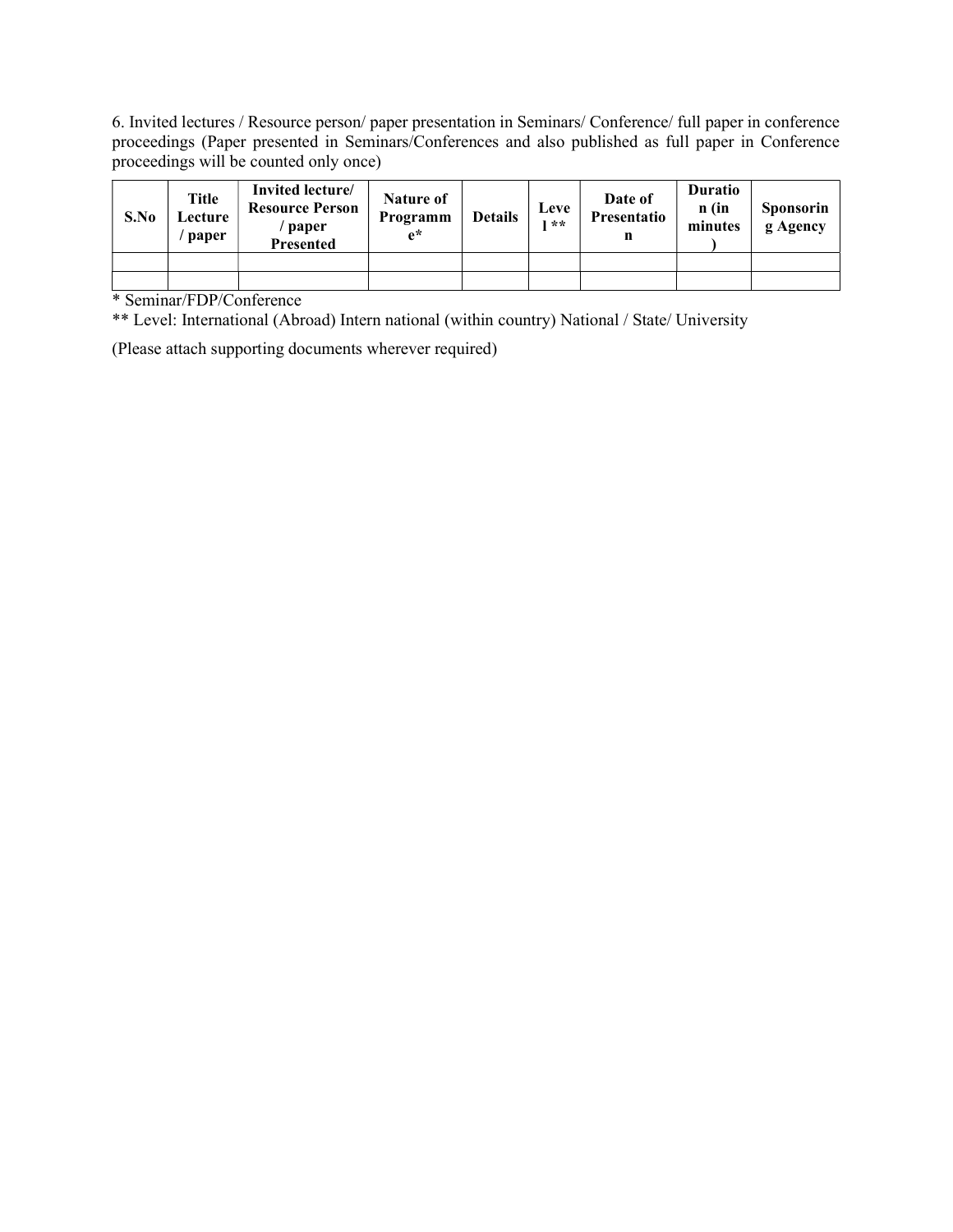6. Invited lectures / Resource person/ paper presentation in Seminars/ Conference/ full paper in conference proceedings (Paper presented in Seminars/Conferences and also published as full paper in Conference proceedings will be counted only once)

| S.No | Title Lecture / paper | Invited lecture/ Resource Person / paper Presented | Nature of Programme* | Details | Level ** | Date of Presentation | Duration (in minutes) | Sponsoring Agency |
|---|---|---|---|---|---|---|---|---|
| | | | | | | | | |
| | | | | | | | | |

* Seminar/FDP/Conference

** Level: International (Abroad) Intern national (within country) National / State/ University

(Please attach supporting documents wherever required)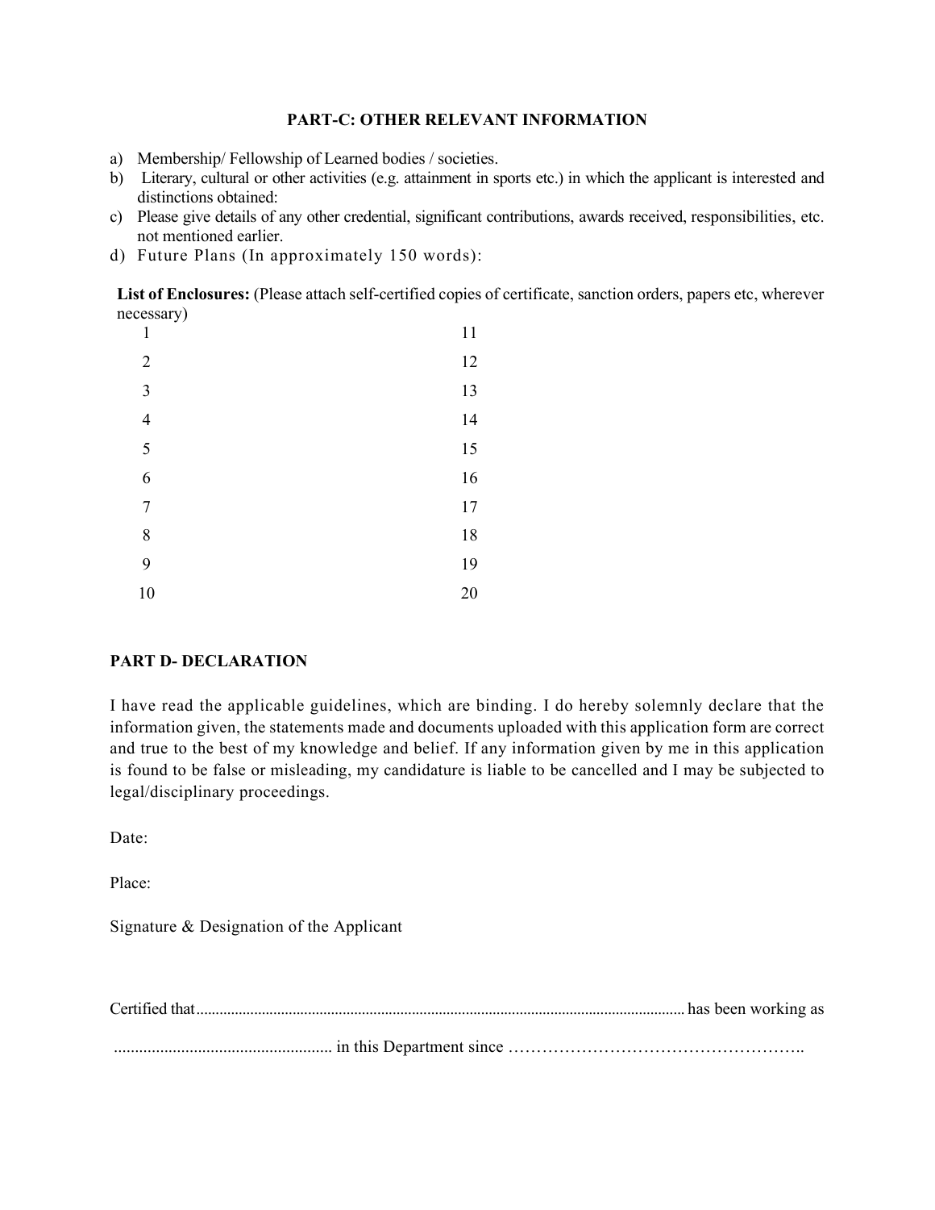## PART-C: OTHER RELEVANT INFORMATION

a) Membership/ Fellowship of Learned bodies / societies.

b) Literary, cultural or other activities (e.g. attainment in sports etc.) in which the applicant is interested and distinctions obtained:

c) Please give details of any other credential, significant contributions, awards received, responsibilities, etc. not mentioned earlier.

d) Future Plans (In approximately 150 words):

**List of Enclosures:** (Please attach self-certified copies of certificate, sanction orders, papers etc, wherever necessary)

| | |
|---|---|
| 1 | 11 |
| 2 | 12 |
| 3 | 13 |
| 4 | 14 |
| 5 | 15 |
| 6 | 16 |
| 7 | 17 |
| 8 | 18 |
| 9 | 19 |
| 10 | 20 |

## PART D- DECLARATION

I have read the applicable guidelines, which are binding. I do hereby solemnly declare that the information given, the statements made and documents uploaded with this application form are correct and true to the best of my knowledge and belief. If any information given by me in this application is found to be false or misleading, my candidature is liable to be cancelled and I may be subjected to legal/disciplinary proceedings.

Date:

Place:

Signature & Designation of the Applicant

Certified that.............................................................................................................................. has been working as

..................................................... in this Department since ……………………………………………..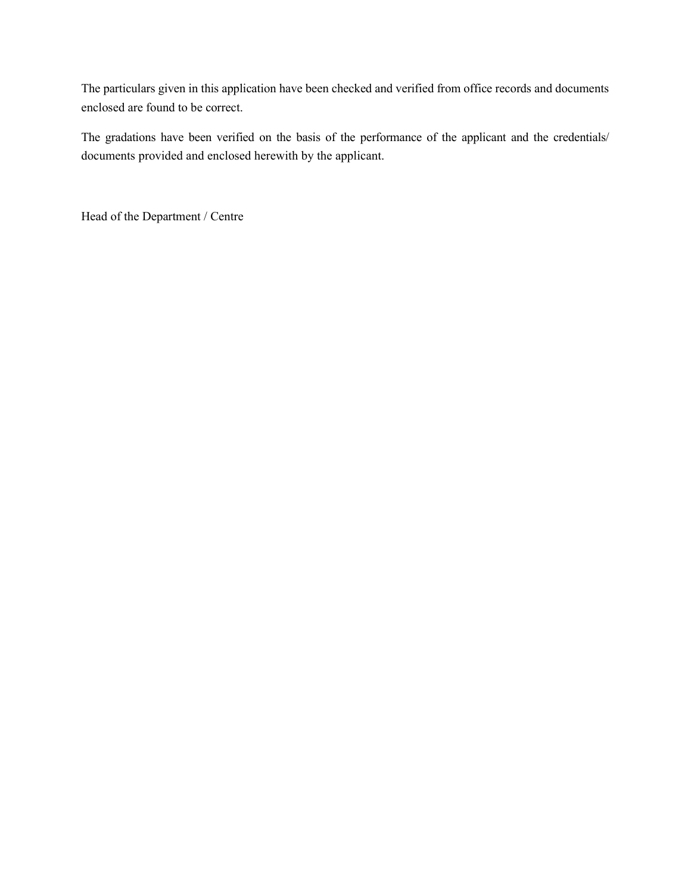The particulars given in this application have been checked and verified from office records and documents enclosed are found to be correct.

The gradations have been verified on the basis of the performance of the applicant and the credentials/ documents provided and enclosed herewith by the applicant.

Head of the Department / Centre